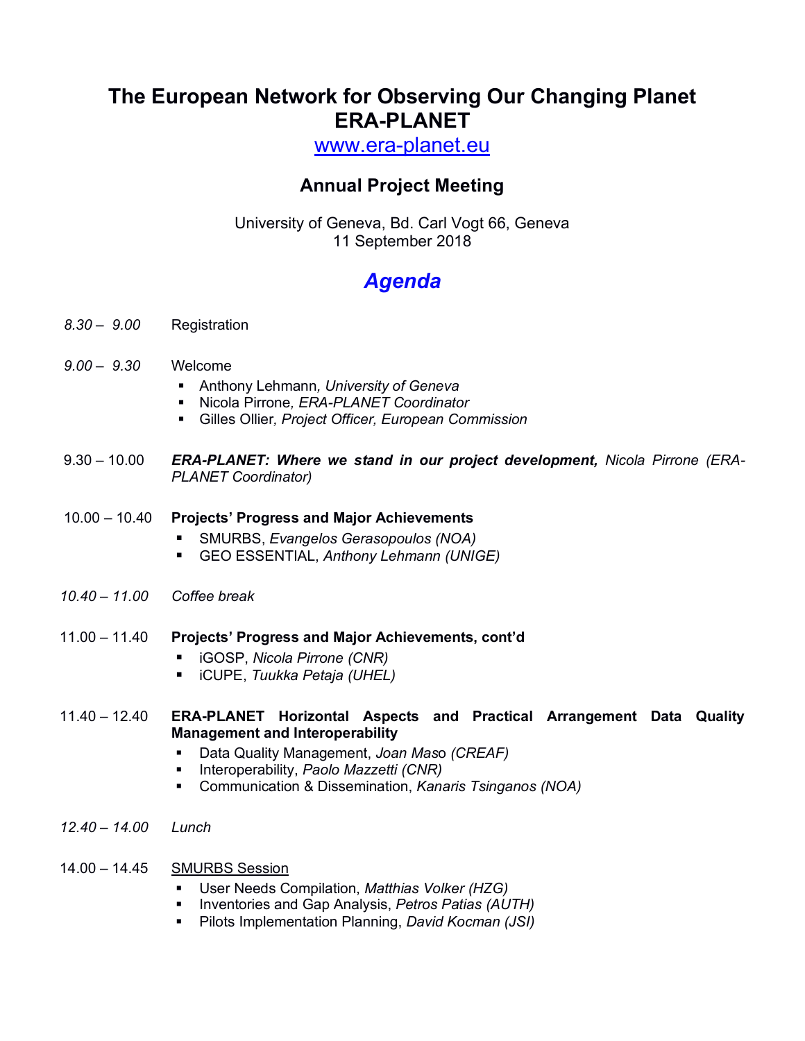# The European Network for Observing Our Changing Planet ERA-PLANET

www.era-planet.eu

## Annual Project Meeting

University of Geneva, Bd. Carl Vogt 66, Geneva
11 September 2018

## *Agenda*

*8.30 – 9.00* Registration

*9.00 – 9.30* Welcome

- Anthony Lehmann, *University of Geneva*
- Nicola Pirrone, *ERA-PLANET Coordinator*
- Gilles Ollier, *Project Officer, European Commission*

9.30 – 10.00 ***ERA-PLANET: Where we stand in our project development,*** *Nicola Pirrone (ERA-PLANET Coordinator)*

10.00 – 10.40 **Projects' Progress and Major Achievements**

- SMURBS, *Evangelos Gerasopoulos (NOA)*
- GEO ESSENTIAL, *Anthony Lehmann (UNIGE)*

*10.40 – 11.00* *Coffee break*

11.00 – 11.40 **Projects' Progress and Major Achievements, cont'd**

- iGOSP, *Nicola Pirrone (CNR)*
- iCUPE, *Tuukka Petaja (UHEL)*

11.40 – 12.40 **ERA-PLANET Horizontal Aspects and Practical Arrangement Data Quality Management and Interoperability**

- Data Quality Management, *Joan Maso (CREAF)*
- Interoperability, *Paolo Mazzetti (CNR)*
- Communication & Dissemination, *Kanaris Tsinganos (NOA)*

*12.40 – 14.00* *Lunch*

14.00 – 14.45 <u>SMURBS Session</u>

- User Needs Compilation, *Matthias Volker (HZG)*
- Inventories and Gap Analysis, *Petros Patias (AUTH)*
- Pilots Implementation Planning, *David Kocman (JSI)*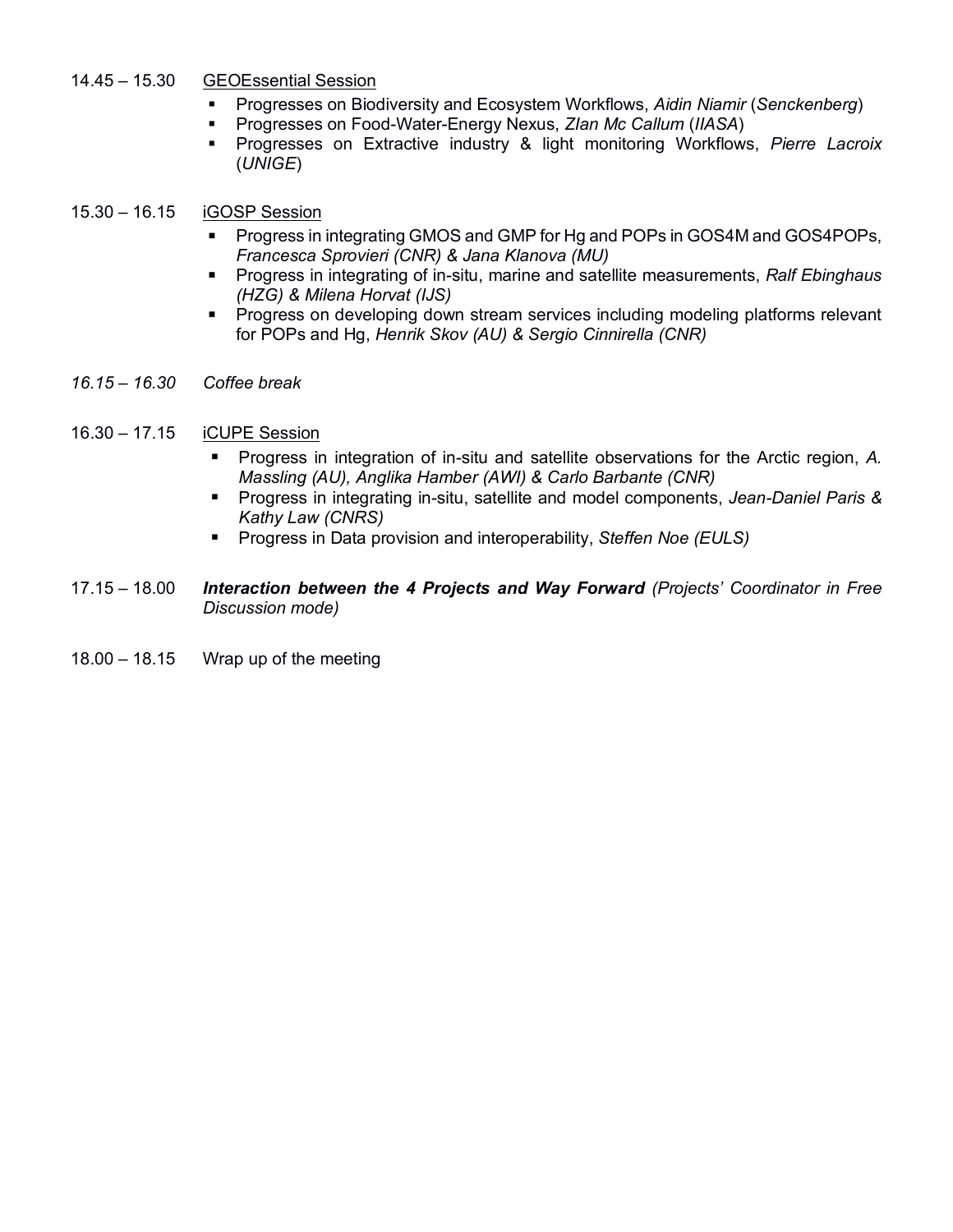14.45 – 15.30 <u>GEOEssential Session</u>

- Progresses on Biodiversity and Ecosystem Workflows, *Aidin Niamir* (*Senckenberg*)
- Progresses on Food-Water-Energy Nexus, *ZIan Mc Callum* (*IIASA*)
- Progresses on Extractive industry & light monitoring Workflows, *Pierre Lacroix* (*UNIGE*)

15.30 – 16.15 <u>iGOSP Session</u>

- Progress in integrating GMOS and GMP for Hg and POPs in GOS4M and GOS4POPs, *Francesca Sprovieri (CNR) & Jana Klanova (MU)*
- Progress in integrating of in-situ, marine and satellite measurements, *Ralf Ebinghaus (HZG) & Milena Horvat (IJS)*
- Progress on developing down stream services including modeling platforms relevant for POPs and Hg, *Henrik Skov (AU) & Sergio Cinnirella (CNR)*

*16.15 – 16.30 Coffee break*

16.30 – 17.15 <u>iCUPE Session</u>

- Progress in integration of in-situ and satellite observations for the Arctic region, *A. Massling (AU), Anglika Hamber (AWI) & Carlo Barbante (CNR)*
- Progress in integrating in-situ, satellite and model components, *Jean-Daniel Paris & Kathy Law (CNRS)*
- Progress in Data provision and interoperability, *Steffen Noe (EULS)*

17.15 – 18.00 ***Interaction between the 4 Projects and Way Forward*** *(Projects' Coordinator in Free Discussion mode)*

18.00 – 18.15 Wrap up of the meeting